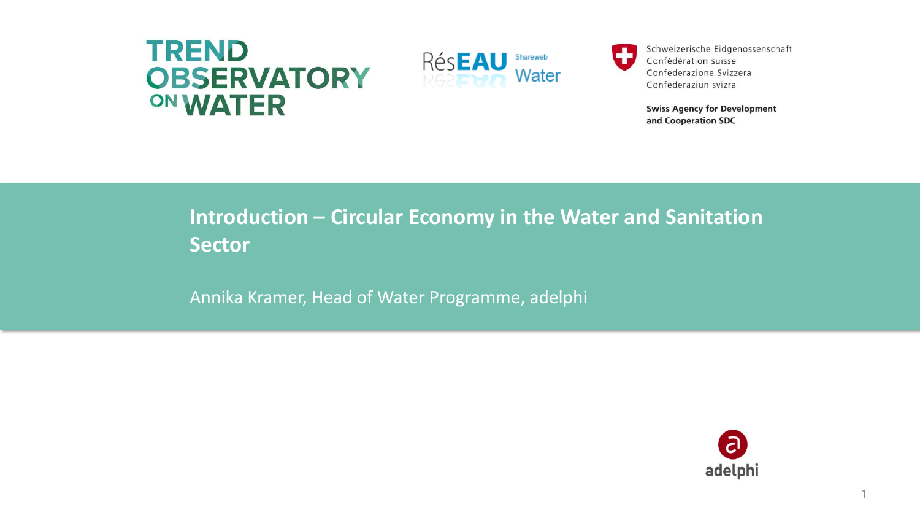TREND OBSERVATORY ON WATER

RésEAU Shareweb Water

Schweizerische Eidgenossenschaft
Confédération suisse
Confederazione Svizzera
Confederaziun svizra

**Swiss Agency for Development and Cooperation SDC**

# Introduction – Circular Economy in the Water and Sanitation Sector

Annika Kramer, Head of Water Programme, adelphi

adelphi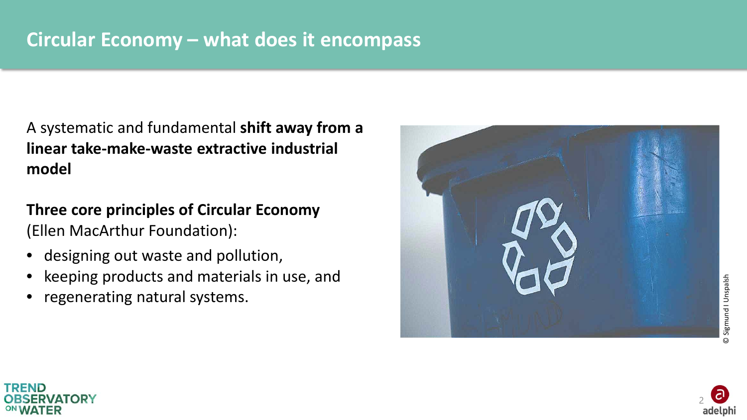# Circular Economy – what does it encompass

A systematic and fundamental **shift away from a linear take-make-waste extractive industrial model**

**Three core principles of Circular Economy** (Ellen MacArthur Foundation):

- designing out waste and pollution,
- keeping products and materials in use, and
- regenerating natural systems.

© Sigmund I Unspalsh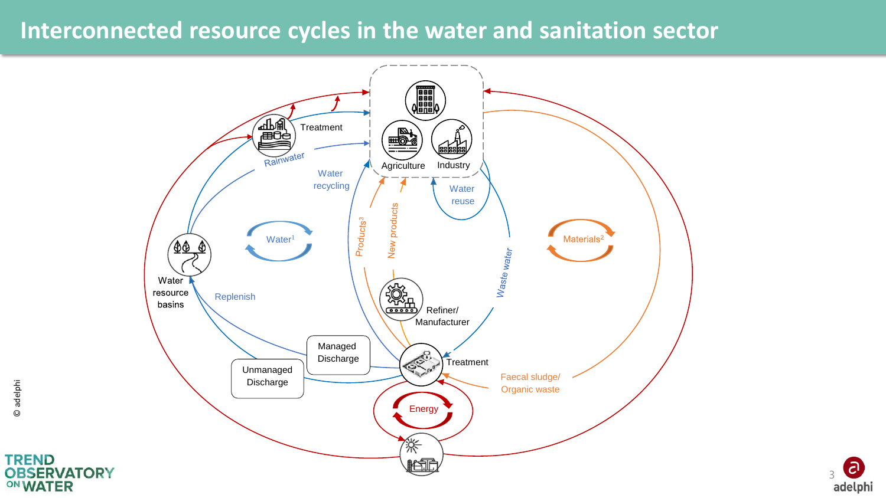# Interconnected resource cycles in the water and sanitation sector

Treatment

Rainwater

Agriculture

Industry

Water recycling

Water reuse

Water[1]

Products[3]

New products

Waste water

Materials[2]

Water resource basins

Replenish

Refiner/ Manufacturer

Managed Discharge

Unmanaged Discharge

Treatment

Faecal sludge/ Organic waste

Energy

© adelphi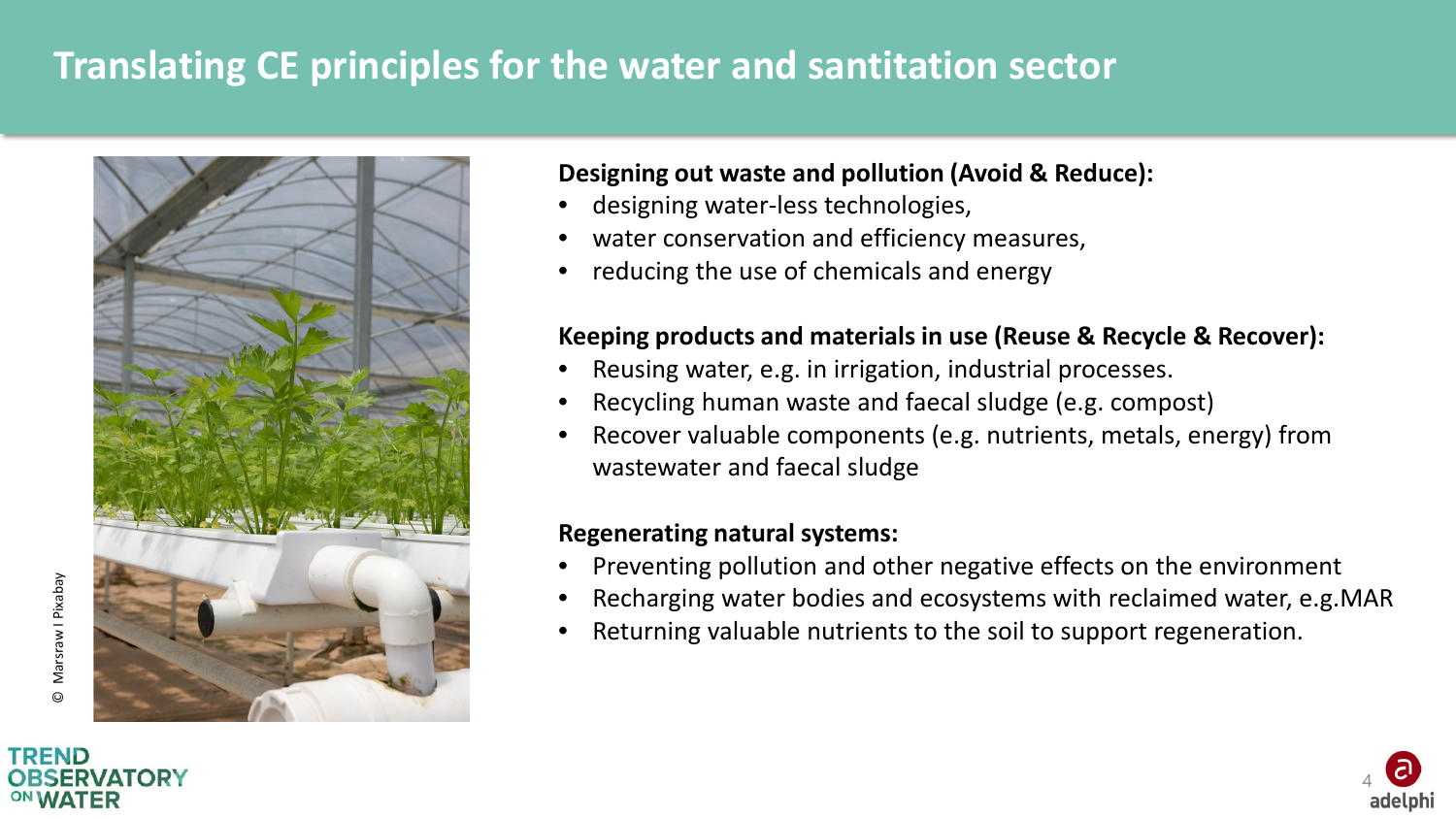# Translating CE principles for the water and santitation sector

© Marsraw I Pixabay

**Designing out waste and pollution (Avoid & Reduce):**

- designing water-less technologies,
- water conservation and efficiency measures,
- reducing the use of chemicals and energy

**Keeping products and materials in use (Reuse & Recycle & Recover):**

- Reusing water, e.g. in irrigation, industrial processes.
- Recycling human waste and faecal sludge (e.g. compost)
- Recover valuable components (e.g. nutrients, metals, energy) from wastewater and faecal sludge

**Regenerating natural systems:**

- Preventing pollution and other negative effects on the environment
- Recharging water bodies and ecosystems with reclaimed water, e.g.MAR
- Returning valuable nutrients to the soil to support regeneration.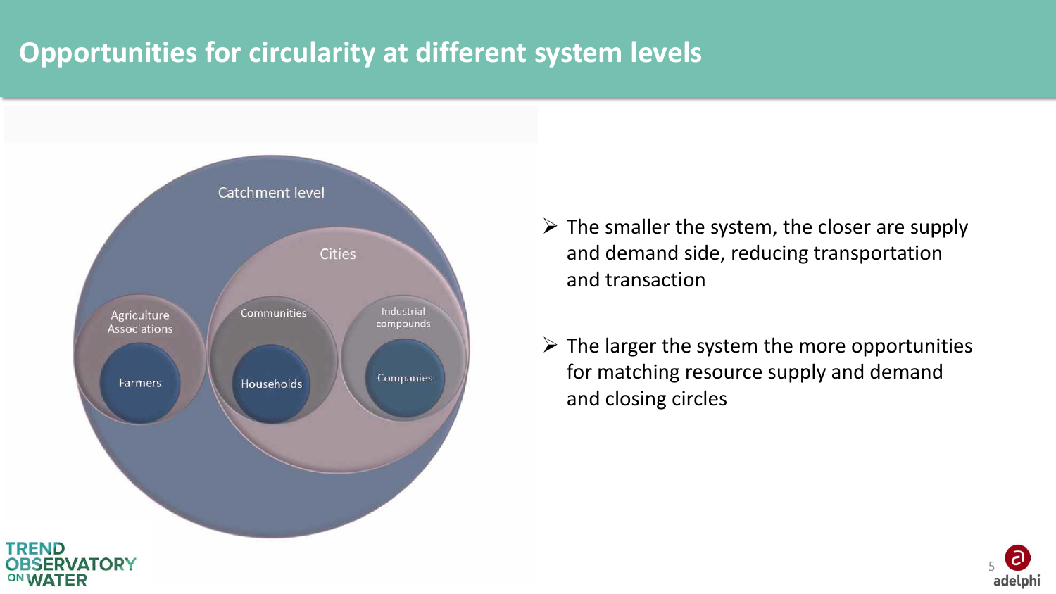# Opportunities for circularity at different system levels

Catchment level

Cities

Agriculture Associations

Farmers

Communities

Households

Industrial compounds

Companies

- The smaller the system, the closer are supply and demand side, reducing transportation and transaction
- The larger the system the more opportunities for matching resource supply and demand and closing circles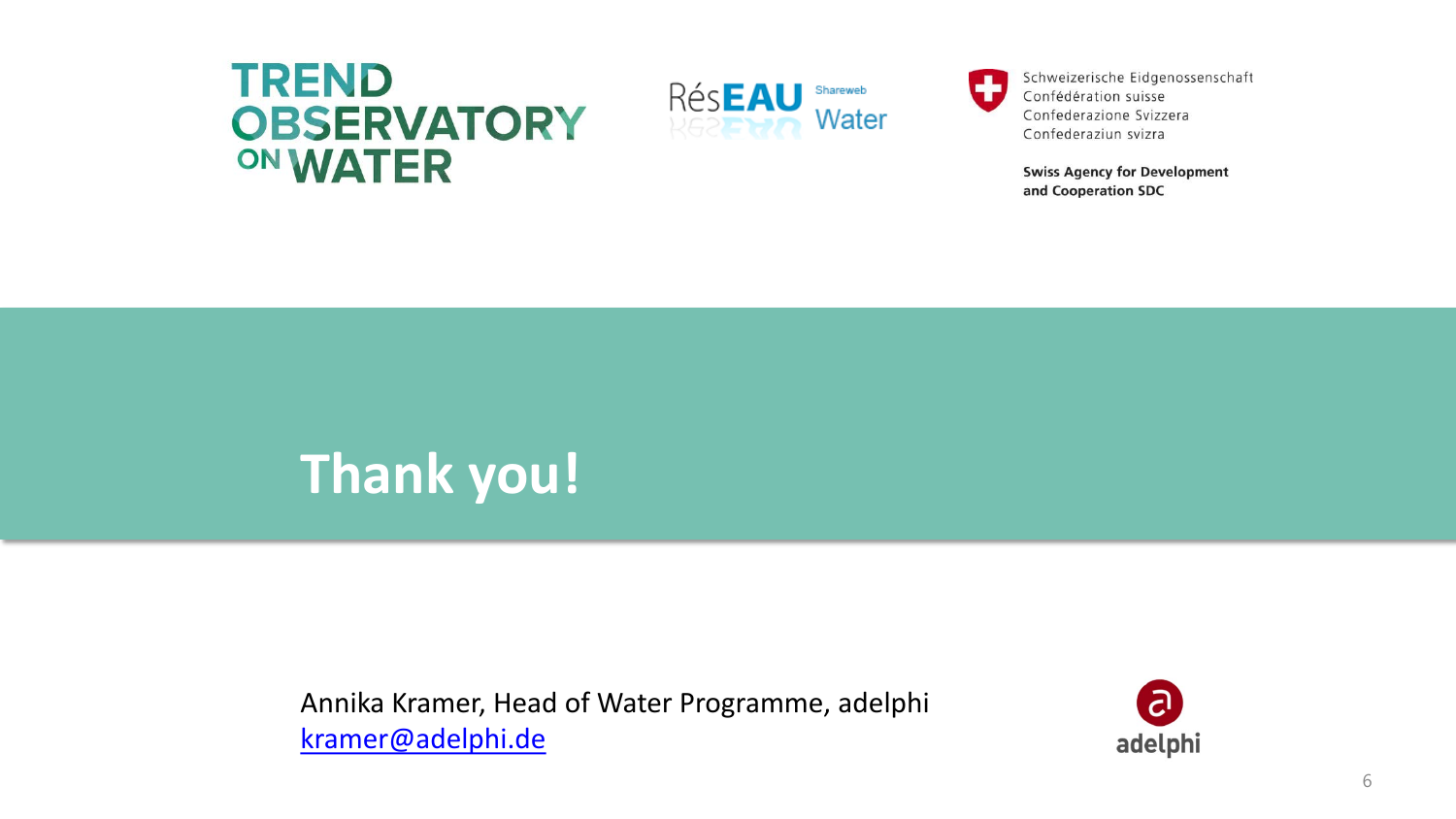TREND OBSERVATORY ON WATER

RésEAU Shareweb Water

Schweizerische Eidgenossenschaft
Confédération suisse
Confederazione Svizzera
Confederaziun svizra

**Swiss Agency for Development and Cooperation SDC**

# Thank you!

Annika Kramer, Head of Water Programme, adelphi
kramer@adelphi.de

adelphi